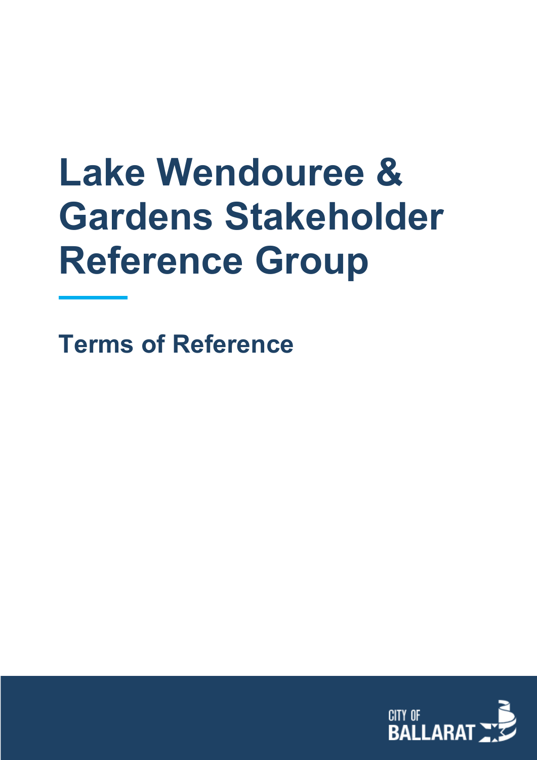# Lake Wendouree & Gardens Stakeholder Reference Group

## Terms of Reference

CITY OF BALLARAT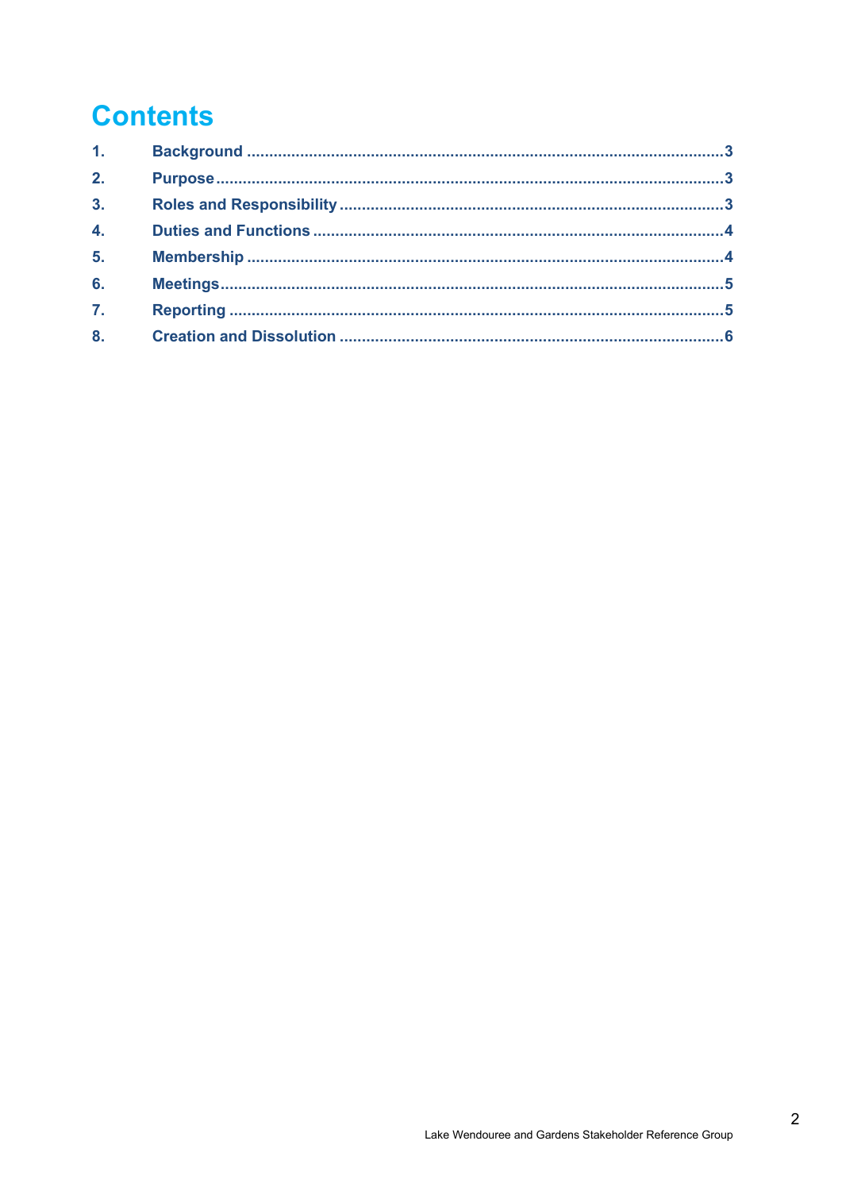# Contents

| | | |
|---|---|---|
| 1. | Background | 3 |
| 2. | Purpose | 3 |
| 3. | Roles and Responsibility | 3 |
| 4. | Duties and Functions | 4 |
| 5. | Membership | 4 |
| 6. | Meetings | 5 |
| 7. | Reporting | 5 |
| 8. | Creation and Dissolution | 6 |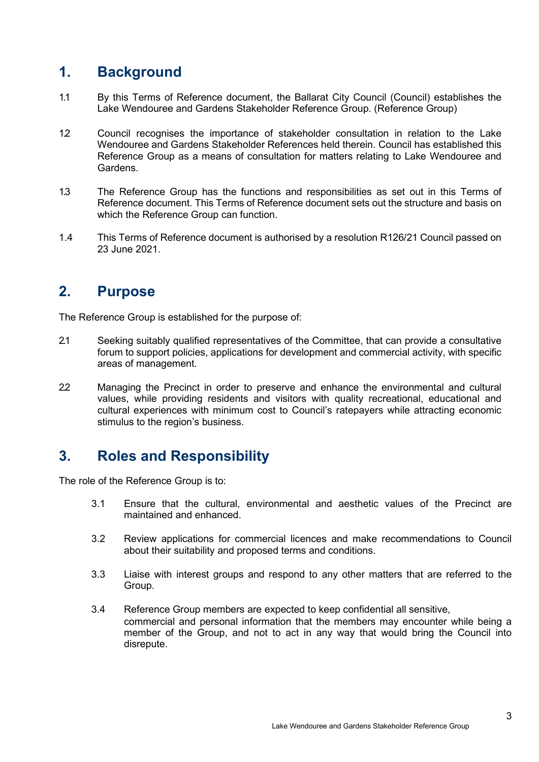## 1. Background

1.1 By this Terms of Reference document, the Ballarat City Council (Council) establishes the Lake Wendouree and Gardens Stakeholder Reference Group. (Reference Group)

1.2 Council recognises the importance of stakeholder consultation in relation to the Lake Wendouree and Gardens Stakeholder References held therein. Council has established this Reference Group as a means of consultation for matters relating to Lake Wendouree and Gardens.

1.3 The Reference Group has the functions and responsibilities as set out in this Terms of Reference document. This Terms of Reference document sets out the structure and basis on which the Reference Group can function.

1.4 This Terms of Reference document is authorised by a resolution R126/21 Council passed on 23 June 2021.

## 2. Purpose

The Reference Group is established for the purpose of:

2.1 Seeking suitably qualified representatives of the Committee, that can provide a consultative forum to support policies, applications for development and commercial activity, with specific areas of management.

2.2 Managing the Precinct in order to preserve and enhance the environmental and cultural values, while providing residents and visitors with quality recreational, educational and cultural experiences with minimum cost to Council's ratepayers while attracting economic stimulus to the region's business.

## 3. Roles and Responsibility

The role of the Reference Group is to:

3.1 Ensure that the cultural, environmental and aesthetic values of the Precinct are maintained and enhanced.

3.2 Review applications for commercial licences and make recommendations to Council about their suitability and proposed terms and conditions.

3.3 Liaise with interest groups and respond to any other matters that are referred to the Group.

3.4 Reference Group members are expected to keep confidential all sensitive, commercial and personal information that the members may encounter while being a member of the Group, and not to act in any way that would bring the Council into disrepute.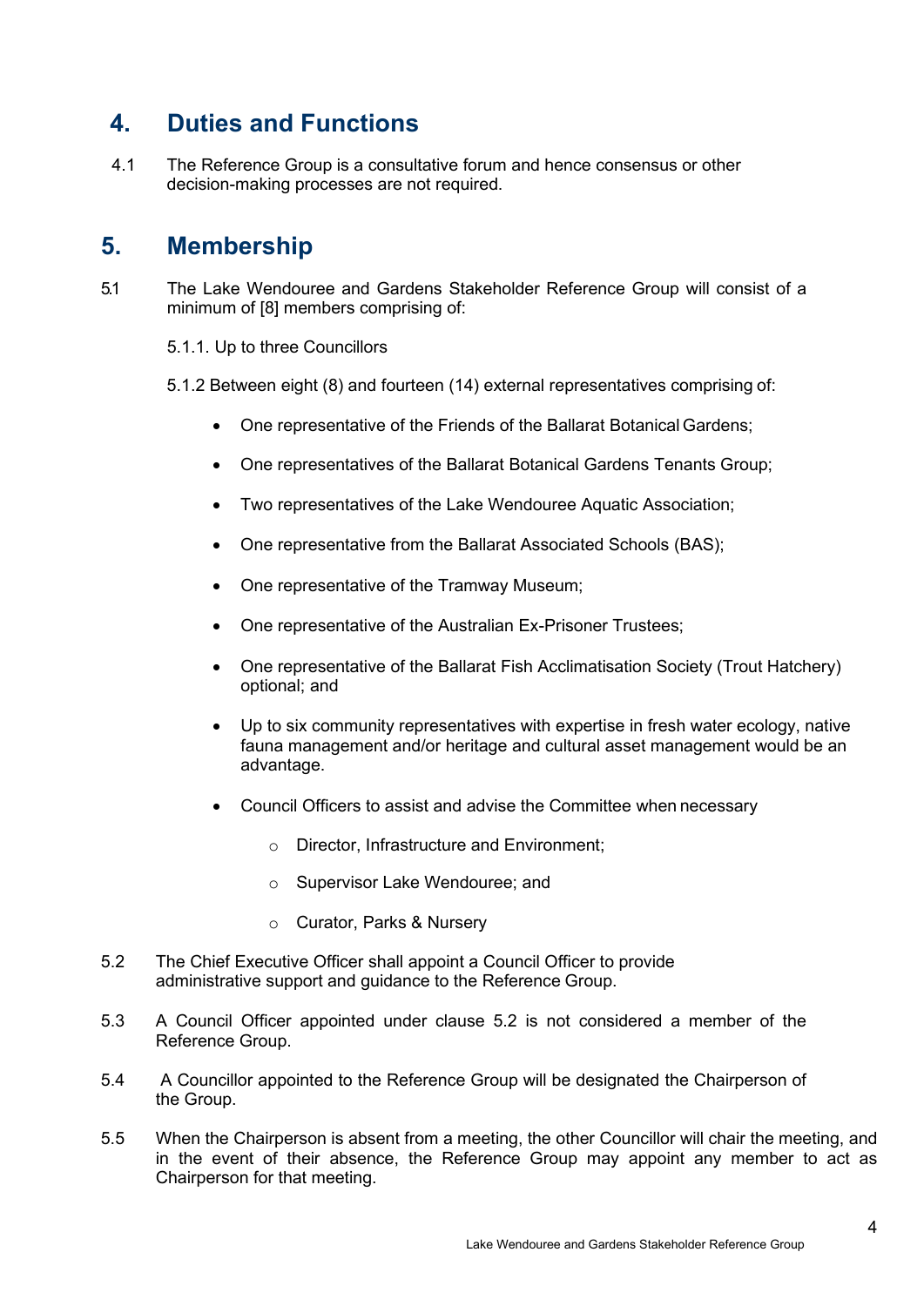## 4. Duties and Functions

4.1 The Reference Group is a consultative forum and hence consensus or other decision-making processes are not required.

## 5. Membership

5.1 The Lake Wendouree and Gardens Stakeholder Reference Group will consist of a minimum of [8] members comprising of:

5.1.1. Up to three Councillors

5.1.2 Between eight (8) and fourteen (14) external representatives comprising of:

- One representative of the Friends of the Ballarat Botanical Gardens;
- One representatives of the Ballarat Botanical Gardens Tenants Group;
- Two representatives of the Lake Wendouree Aquatic Association;
- One representative from the Ballarat Associated Schools (BAS);
- One representative of the Tramway Museum;
- One representative of the Australian Ex-Prisoner Trustees;
- One representative of the Ballarat Fish Acclimatisation Society (Trout Hatchery) optional; and
- Up to six community representatives with expertise in fresh water ecology, native fauna management and/or heritage and cultural asset management would be an advantage.
- Council Officers to assist and advise the Committee when necessary
  - Director, Infrastructure and Environment;
  - Supervisor Lake Wendouree; and
  - Curator, Parks & Nursery

5.2 The Chief Executive Officer shall appoint a Council Officer to provide administrative support and guidance to the Reference Group.

5.3 A Council Officer appointed under clause 5.2 is not considered a member of the Reference Group.

5.4 A Councillor appointed to the Reference Group will be designated the Chairperson of the Group.

5.5 When the Chairperson is absent from a meeting, the other Councillor will chair the meeting, and in the event of their absence, the Reference Group may appoint any member to act as Chairperson for that meeting.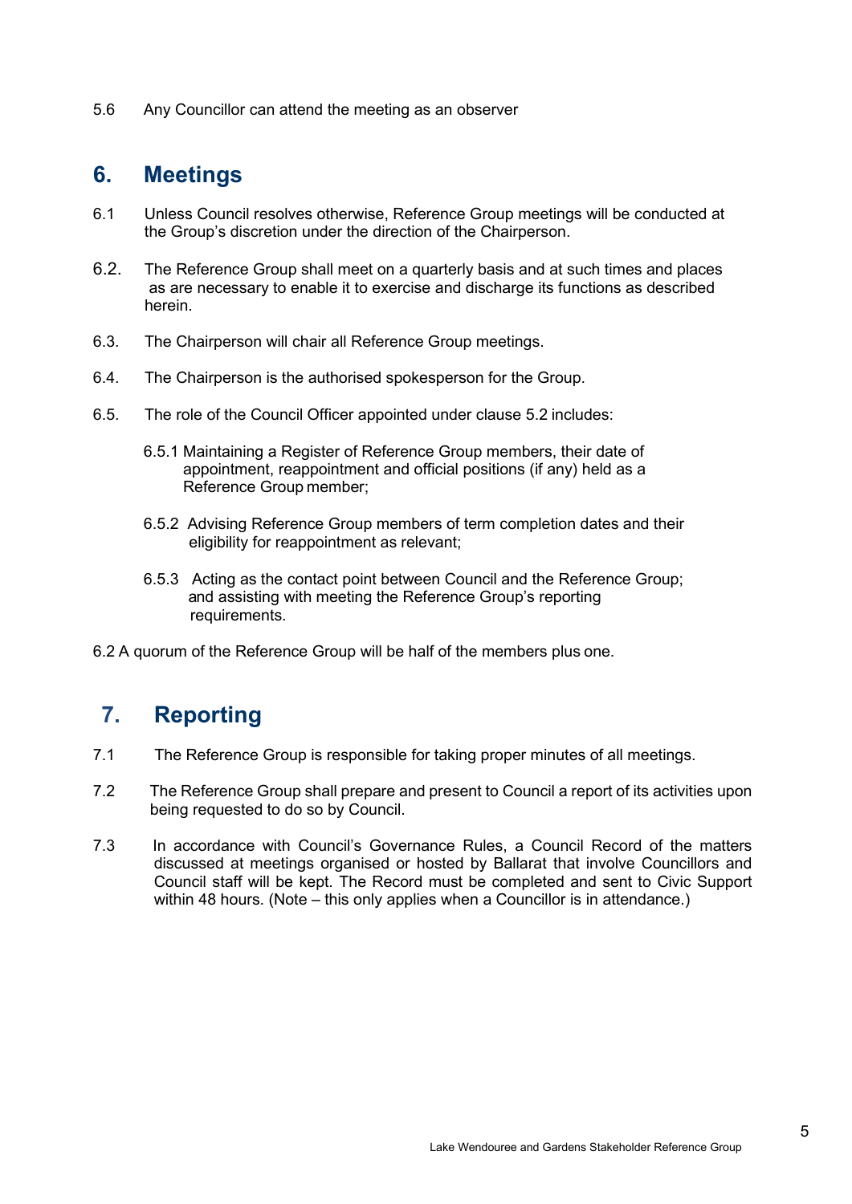5.6 Any Councillor can attend the meeting as an observer

## 6. Meetings

6.1 Unless Council resolves otherwise, Reference Group meetings will be conducted at the Group's discretion under the direction of the Chairperson.

6.2. The Reference Group shall meet on a quarterly basis and at such times and places as are necessary to enable it to exercise and discharge its functions as described herein.

6.3. The Chairperson will chair all Reference Group meetings.

6.4. The Chairperson is the authorised spokesperson for the Group.

6.5. The role of the Council Officer appointed under clause 5.2 includes:

6.5.1 Maintaining a Register of Reference Group members, their date of appointment, reappointment and official positions (if any) held as a Reference Group member;

6.5.2 Advising Reference Group members of term completion dates and their eligibility for reappointment as relevant;

6.5.3 Acting as the contact point between Council and the Reference Group; and assisting with meeting the Reference Group's reporting requirements.

6.2 A quorum of the Reference Group will be half of the members plus one.

## 7. Reporting

7.1 The Reference Group is responsible for taking proper minutes of all meetings.

7.2 The Reference Group shall prepare and present to Council a report of its activities upon being requested to do so by Council.

7.3 In accordance with Council's Governance Rules, a Council Record of the matters discussed at meetings organised or hosted by Ballarat that involve Councillors and Council staff will be kept. The Record must be completed and sent to Civic Support within 48 hours. (Note – this only applies when a Councillor is in attendance.)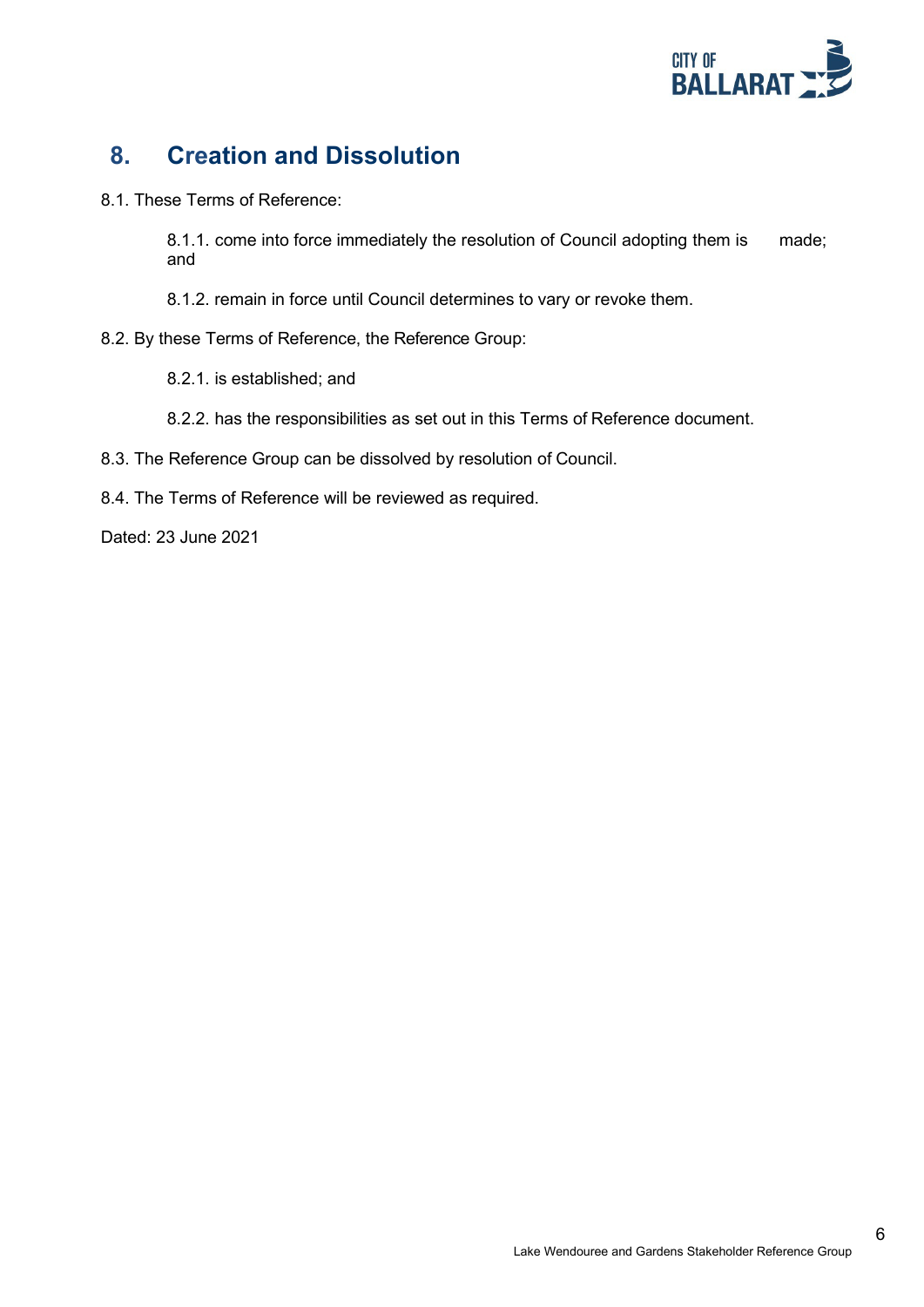## 8. Creation and Dissolution

8.1. These Terms of Reference:

- 8.1.1. come into force immediately the resolution of Council adopting them is made; and
- 8.1.2. remain in force until Council determines to vary or revoke them.

8.2. By these Terms of Reference, the Reference Group:

- 8.2.1. is established; and
- 8.2.2. has the responsibilities as set out in this Terms of Reference document.

8.3. The Reference Group can be dissolved by resolution of Council.

8.4. The Terms of Reference will be reviewed as required.

Dated: 23 June 2021